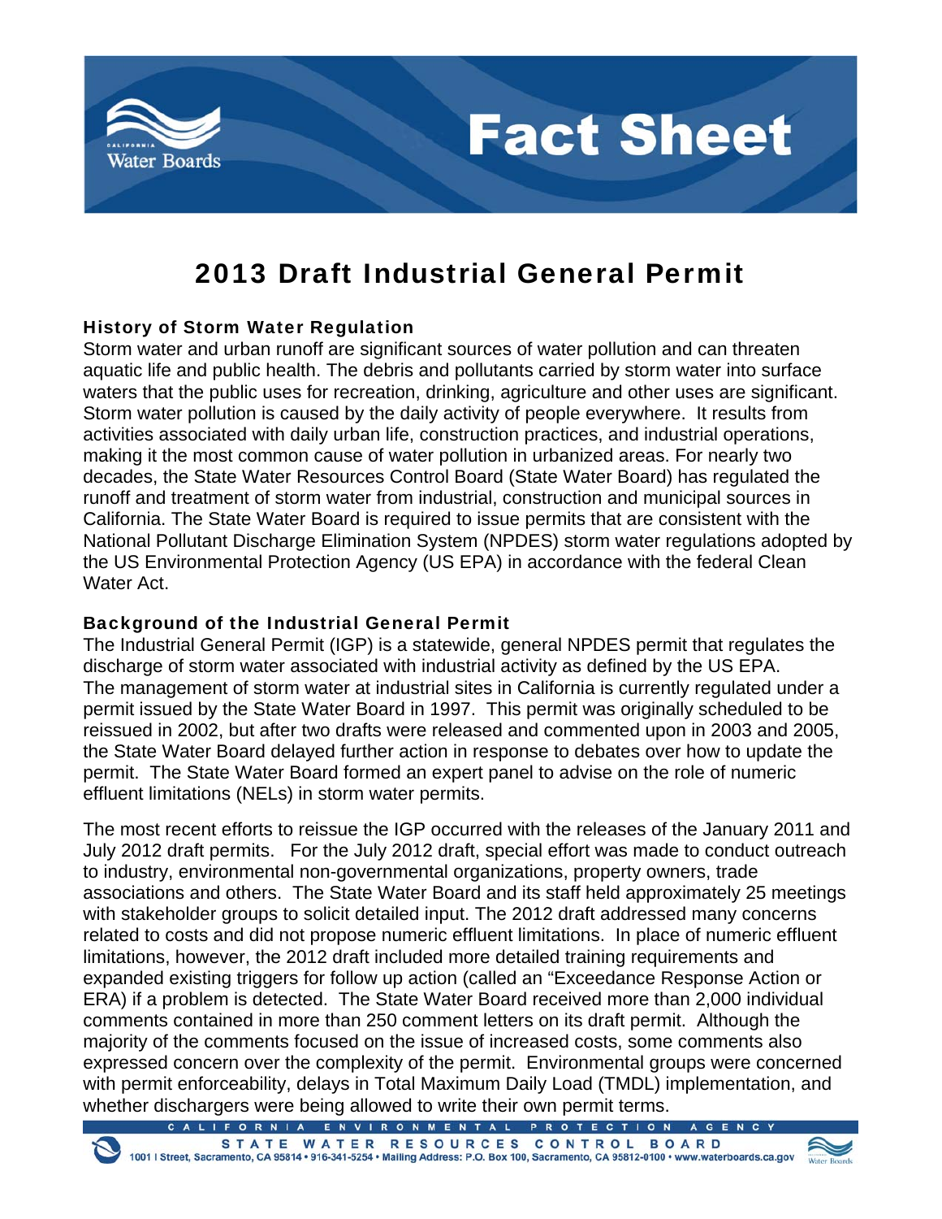# Fact Sheet

## 2013 Draft Industrial General Permit

### History of Storm Water Regulation

Storm water and urban runoff are significant sources of water pollution and can threaten aquatic life and public health. The debris and pollutants carried by storm water into surface waters that the public uses for recreation, drinking, agriculture and other uses are significant. Storm water pollution is caused by the daily activity of people everywhere. It results from activities associated with daily urban life, construction practices, and industrial operations, making it the most common cause of water pollution in urbanized areas. For nearly two decades, the State Water Resources Control Board (State Water Board) has regulated the runoff and treatment of storm water from industrial, construction and municipal sources in California. The State Water Board is required to issue permits that are consistent with the National Pollutant Discharge Elimination System (NPDES) storm water regulations adopted by the US Environmental Protection Agency (US EPA) in accordance with the federal Clean Water Act.

### Background of the Industrial General Permit

The Industrial General Permit (IGP) is a statewide, general NPDES permit that regulates the discharge of storm water associated with industrial activity as defined by the US EPA. The management of storm water at industrial sites in California is currently regulated under a permit issued by the State Water Board in 1997. This permit was originally scheduled to be reissued in 2002, but after two drafts were released and commented upon in 2003 and 2005, the State Water Board delayed further action in response to debates over how to update the permit. The State Water Board formed an expert panel to advise on the role of numeric effluent limitations (NELs) in storm water permits.

The most recent efforts to reissue the IGP occurred with the releases of the January 2011 and July 2012 draft permits. For the July 2012 draft, special effort was made to conduct outreach to industry, environmental non-governmental organizations, property owners, trade associations and others. The State Water Board and its staff held approximately 25 meetings with stakeholder groups to solicit detailed input. The 2012 draft addressed many concerns related to costs and did not propose numeric effluent limitations. In place of numeric effluent limitations, however, the 2012 draft included more detailed training requirements and expanded existing triggers for follow up action (called an "Exceedance Response Action or ERA) if a problem is detected. The State Water Board received more than 2,000 individual comments contained in more than 250 comment letters on its draft permit. Although the majority of the comments focused on the issue of increased costs, some comments also expressed concern over the complexity of the permit. Environmental groups were concerned with permit enforceability, delays in Total Maximum Daily Load (TMDL) implementation, and whether dischargers were being allowed to write their own permit terms.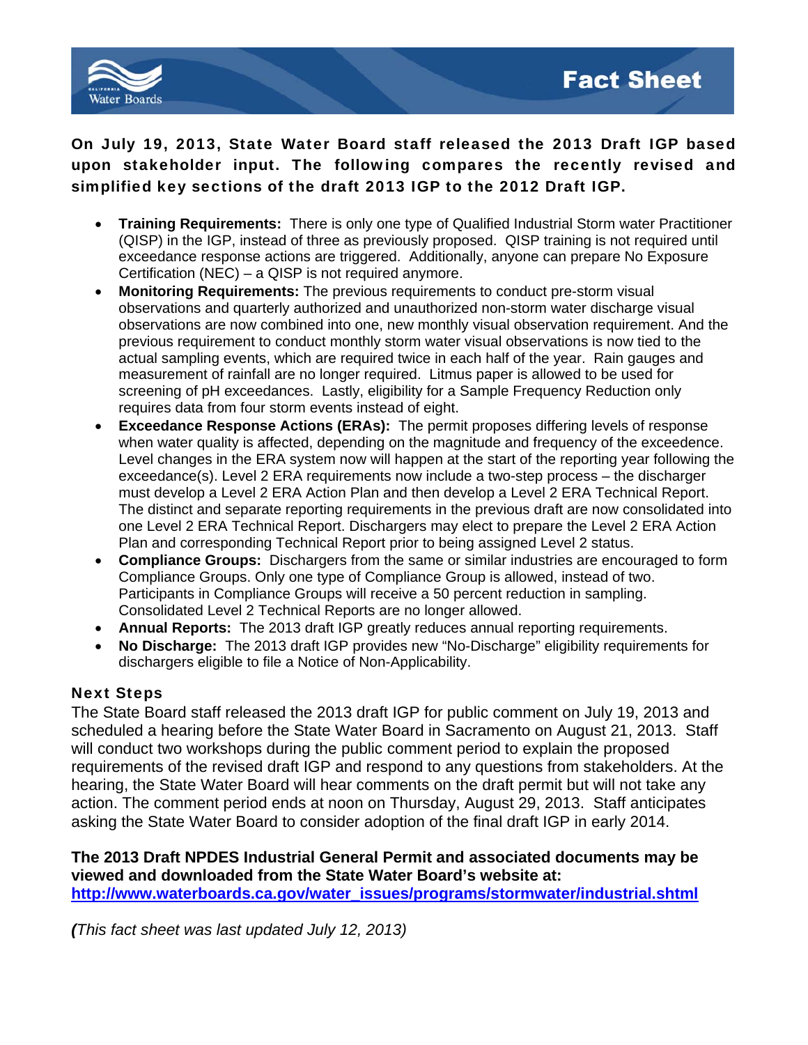**On July 19, 2013, State Water Board staff released the 2013 Draft IGP based upon stakeholder input. The following compares the recently revised and simplified key sections of the draft 2013 IGP to the 2012 Draft IGP.**

- **Training Requirements:** There is only one type of Qualified Industrial Storm water Practitioner (QISP) in the IGP, instead of three as previously proposed. QISP training is not required until exceedance response actions are triggered. Additionally, anyone can prepare No Exposure Certification (NEC) – a QISP is not required anymore.
- **Monitoring Requirements:** The previous requirements to conduct pre-storm visual observations and quarterly authorized and unauthorized non-storm water discharge visual observations are now combined into one, new monthly visual observation requirement. And the previous requirement to conduct monthly storm water visual observations is now tied to the actual sampling events, which are required twice in each half of the year. Rain gauges and measurement of rainfall are no longer required. Litmus paper is allowed to be used for screening of pH exceedances. Lastly, eligibility for a Sample Frequency Reduction only requires data from four storm events instead of eight.
- **Exceedance Response Actions (ERAs):** The permit proposes differing levels of response when water quality is affected, depending on the magnitude and frequency of the exceedence. Level changes in the ERA system now will happen at the start of the reporting year following the exceedance(s). Level 2 ERA requirements now include a two-step process – the discharger must develop a Level 2 ERA Action Plan and then develop a Level 2 ERA Technical Report. The distinct and separate reporting requirements in the previous draft are now consolidated into one Level 2 ERA Technical Report. Dischargers may elect to prepare the Level 2 ERA Action Plan and corresponding Technical Report prior to being assigned Level 2 status.
- **Compliance Groups:** Dischargers from the same or similar industries are encouraged to form Compliance Groups. Only one type of Compliance Group is allowed, instead of two. Participants in Compliance Groups will receive a 50 percent reduction in sampling. Consolidated Level 2 Technical Reports are no longer allowed.
- **Annual Reports:** The 2013 draft IGP greatly reduces annual reporting requirements.
- **No Discharge:** The 2013 draft IGP provides new "No-Discharge" eligibility requirements for dischargers eligible to file a Notice of Non-Applicability.

## Next Steps

The State Board staff released the 2013 draft IGP for public comment on July 19, 2013 and scheduled a hearing before the State Water Board in Sacramento on August 21, 2013. Staff will conduct two workshops during the public comment period to explain the proposed requirements of the revised draft IGP and respond to any questions from stakeholders. At the hearing, the State Water Board will hear comments on the draft permit but will not take any action. The comment period ends at noon on Thursday, August 29, 2013. Staff anticipates asking the State Water Board to consider adoption of the final draft IGP in early 2014.

**The 2013 Draft NPDES Industrial General Permit and associated documents may be viewed and downloaded from the State Water Board's website at:**
**http://www.waterboards.ca.gov/water_issues/programs/stormwater/industrial.shtml**

*(This fact sheet was last updated July 12, 2013)*